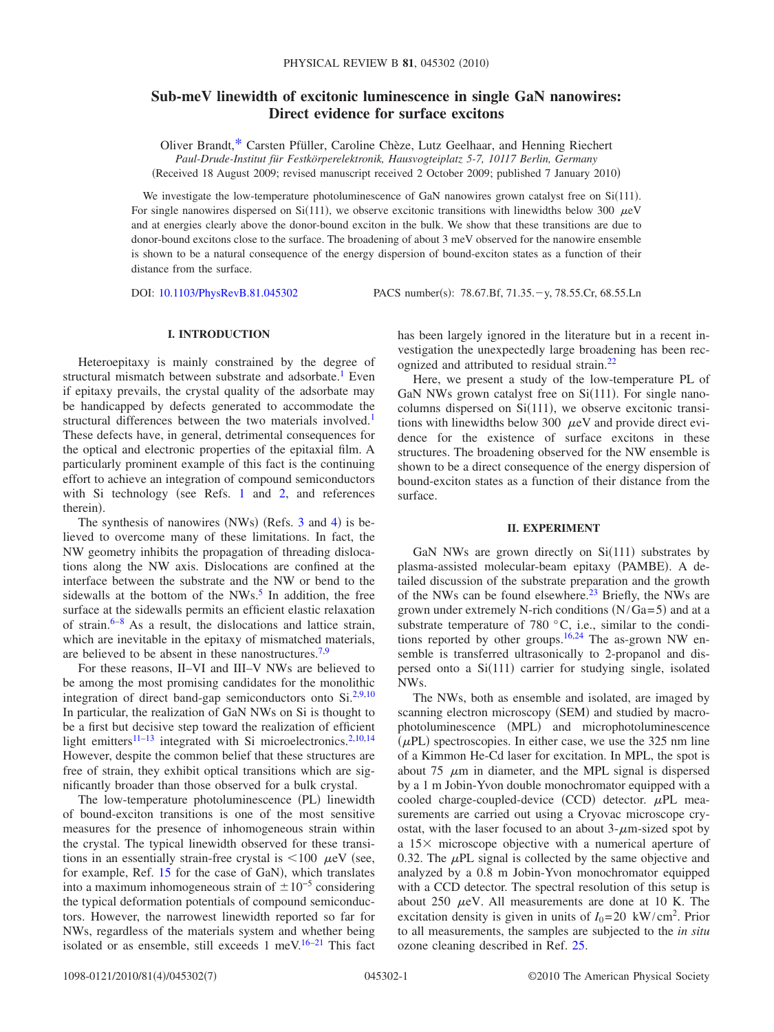# Sub-meV linewidth of excitonic luminescence in single GaN nanowires: Direct evidence for surface excitons

Oliver Brandt,* Carsten Pfüller, Caroline Chèze, Lutz Geelhaar, and Henning Riechert

*Paul-Drude-Institut für Festkörperelektronik, Hausvogteiplatz 5-7, 10117 Berlin, Germany*

(Received 18 August 2009; revised manuscript received 2 October 2009; published 7 January 2010)

We investigate the low-temperature photoluminescence of GaN nanowires grown catalyst free on Si(111). For single nanowires dispersed on Si(111), we observe excitonic transitions with linewidths below 300 $\mu$eV and at energies clearly above the donor-bound exciton in the bulk. We show that these transitions are due to donor-bound excitons close to the surface. The broadening of about 3 meV observed for the nanowire ensemble is shown to be a natural consequence of the energy dispersion of bound-exciton states as a function of their distance from the surface.

DOI: 10.1103/PhysRevB.81.045302    PACS number(s): 78.67.Bf, 71.35.−y, 78.55.Cr, 68.55.Ln

## I. INTRODUCTION

Heteroepitaxy is mainly constrained by the degree of structural mismatch between substrate and adsorbate.[1] Even if epitaxy prevails, the crystal quality of the adsorbate may be handicapped by defects generated to accommodate the structural differences between the two materials involved.[1] These defects have, in general, detrimental consequences for the optical and electronic properties of the epitaxial film. A particularly prominent example of this fact is the continuing effort to achieve an integration of compound semiconductors with Si technology (see Refs. 1 and 2, and references therein).

The synthesis of nanowires (NWs) (Refs. 3 and 4) is believed to overcome many of these limitations. In fact, the NW geometry inhibits the propagation of threading dislocations along the NW axis. Dislocations are confined at the interface between the substrate and the NW or bend to the sidewalls at the bottom of the NWs.[5] In addition, the free surface at the sidewalls permits an efficient elastic relaxation of strain.[6–8] As a result, the dislocations and lattice strain, which are inevitable in the epitaxy of mismatched materials, are believed to be absent in these nanostructures.[7,9]

For these reasons, II–VI and III–V NWs are believed to be among the most promising candidates for the monolithic integration of direct band-gap semiconductors onto Si.[2,9,10] In particular, the realization of GaN NWs on Si is thought to be a first but decisive step toward the realization of efficient light emitters[11–13] integrated with Si microelectronics.[2,10,14] However, despite the common belief that these structures are free of strain, they exhibit optical transitions which are significantly broader than those observed for a bulk crystal.

The low-temperature photoluminescence (PL) linewidth of bound-exciton transitions is one of the most sensitive measures for the presence of inhomogeneous strain within the crystal. The typical linewidth observed for these transitions in an essentially strain-free crystal is $<100$ $\mu$eV (see, for example, Ref. 15 for the case of GaN), which translates into a maximum inhomogeneous strain of $\pm 10^{-5}$ considering the typical deformation potentials of compound semiconductors. However, the narrowest linewidth reported so far for NWs, regardless of the materials system and whether being isolated or as ensemble, still exceeds 1 meV.[16–21] This fact has been largely ignored in the literature but in a recent investigation the unexpectedly large broadening has been recognized and attributed to residual strain.[22]

Here, we present a study of the low-temperature PL of GaN NWs grown catalyst free on Si(111). For single nanocolumns dispersed on Si(111), we observe excitonic transitions with linewidths below 300 $\mu$eV and provide direct evidence for the existence of surface excitons in these structures. The broadening observed for the NW ensemble is shown to be a direct consequence of the energy dispersion of bound-exciton states as a function of their distance from the surface.

## II. EXPERIMENT

GaN NWs are grown directly on Si(111) substrates by plasma-assisted molecular-beam epitaxy (PAMBE). A detailed discussion of the substrate preparation and the growth of the NWs can be found elsewhere.[23] Briefly, the NWs are grown under extremely N-rich conditions (N/Ga=5) and at a substrate temperature of 780 °C, i.e., similar to the conditions reported by other groups.[16,24] The as-grown NW ensemble is transferred ultrasonically to 2-propanol and dispersed onto a Si(111) carrier for studying single, isolated NWs.

The NWs, both as ensemble and isolated, are imaged by scanning electron microscopy (SEM) and studied by macrophotoluminescence (MPL) and microphotoluminescence ($\mu$PL) spectroscopies. In either case, we use the 325 nm line of a Kimmon He-Cd laser for excitation. In MPL, the spot is about 75 $\mu$m in diameter, and the MPL signal is dispersed by a 1 m Jobin-Yvon double monochromator equipped with a cooled charge-coupled-device (CCD) detector. $\mu$PL measurements are carried out using a Cryovac microscope cryostat, with the laser focused to an about 3-$\mu$m-sized spot by a 15× microscope objective with a numerical aperture of 0.32. The $\mu$PL signal is collected by the same objective and analyzed by a 0.8 m Jobin-Yvon monochromator equipped with a CCD detector. The spectral resolution of this setup is about 250 $\mu$eV. All measurements are done at 10 K. The excitation density is given in units of $I_0 = 20$ kW/cm$^2$. Prior to all measurements, the samples are subjected to the *in situ* ozone cleaning described in Ref. 25.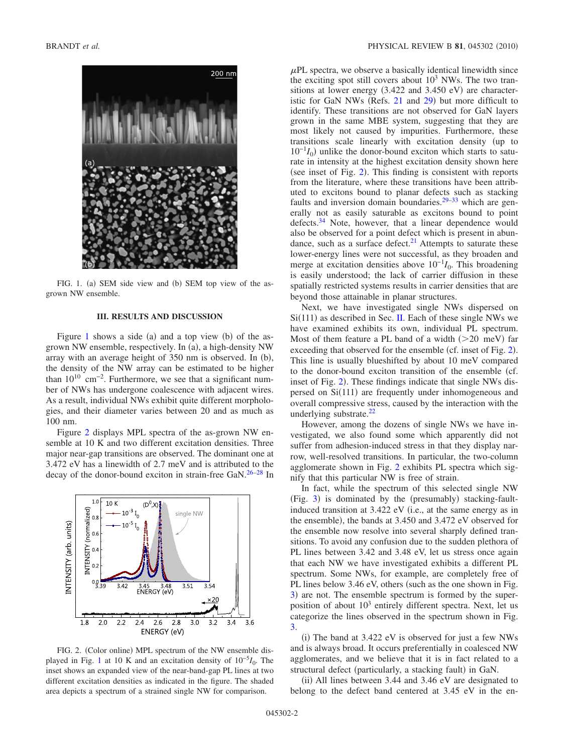FIG. 1. (a) SEM side view and (b) SEM top view of the as-grown NW ensemble.

## III. RESULTS AND DISCUSSION

Figure 1 shows a side (a) and a top view (b) of the as-grown NW ensemble, respectively. In (a), a high-density NW array with an average height of 350 nm is observed. In (b), the density of the NW array can be estimated to be higher than $10^{10}$ $\mathrm{cm}^{-2}$. Furthermore, we see that a significant number of NWs has undergone coalescence with adjacent wires. As a result, individual NWs exhibit quite different morphologies, and their diameter varies between 20 and as much as 100 nm.

Figure 2 displays MPL spectra of the as-grown NW ensemble at 10 K and two different excitation densities. Three major near-gap transitions are observed. The dominant one at 3.472 eV has a linewidth of 2.7 meV and is attributed to the decay of the donor-bound exciton in strain-free GaN.[26–28] In $\mu$PL spectra, we observe a basically identical linewidth since the exciting spot still covers about $10^3$ NWs. The two transitions at lower energy (3.422 and 3.450 eV) are characteristic for GaN NWs (Refs. 21 and 29) but more difficult to identify. These transitions are not observed for GaN layers grown in the same MBE system, suggesting that they are most likely not caused by impurities. Furthermore, these transitions scale linearly with excitation density (up to $10^{-1}I_0$) unlike the donor-bound exciton which starts to saturate in intensity at the highest excitation density shown here (see inset of Fig. 2). This finding is consistent with reports from the literature, where these transitions have been attributed to excitons bound to planar defects such as stacking faults and inversion domain boundaries,[29–33] which are generally not as easily saturable as excitons bound to point defects.[34] Note, however, that a linear dependence would also be observed for a point defect which is present in abundance, such as a surface defect.[21] Attempts to saturate these lower-energy lines were not successful, as they broaden and merge at excitation densities above $10^{-1}I_0$. This broadening is easily understood; the lack of carrier diffusion in these spatially restricted systems results in carrier densities that are beyond those attainable in planar structures.

FIG. 2. (Color online) MPL spectrum of the NW ensemble displayed in Fig. 1 at 10 K and an excitation density of $10^{-5}I_0$. The inset shows an expanded view of the near-band-gap PL lines at two different excitation densities as indicated in the figure. The shaded area depicts a spectrum of a strained single NW for comparison.

Next, we have investigated single NWs dispersed on Si(111) as described in Sec. II. Each of these single NWs we have examined exhibits its own, individual PL spectrum. Most of them feature a PL band of a width (>20 meV) far exceeding that observed for the ensemble (cf. inset of Fig. 2). This line is usually blueshifted by about 10 meV compared to the donor-bound exciton transition of the ensemble (cf. inset of Fig. 2). These findings indicate that single NWs dispersed on Si(111) are frequently under inhomogeneous and overall compressive stress, caused by the interaction with the underlying substrate.[22]

However, among the dozens of single NWs we have investigated, we also found some which apparently did not suffer from adhesion-induced stress in that they display narrow, well-resolved transitions. In particular, the two-column agglomerate shown in Fig. 2 exhibits PL spectra which signify that this particular NW is free of strain.

In fact, while the spectrum of this selected single NW (Fig. 3) is dominated by the (presumably) stacking-fault-induced transition at 3.422 eV (i.e., at the same energy as in the ensemble), the bands at 3.450 and 3.472 eV observed for the ensemble now resolve into several sharply defined transitions. To avoid any confusion due to the sudden plethora of PL lines between 3.42 and 3.48 eV, let us stress once again that each NW we have investigated exhibits a different PL spectrum. Some NWs, for example, are completely free of PL lines below 3.46 eV, others (such as the one shown in Fig. 3) are not. The ensemble spectrum is formed by the superposition of about $10^3$ entirely different spectra. Next, let us categorize the lines observed in the spectrum shown in Fig. 3.

(i) The band at 3.422 eV is observed for just a few NWs and is always broad. It occurs preferentially in coalesced NW agglomerates, and we believe that it is in fact related to a structural defect (particularly, a stacking fault) in GaN.

(ii) All lines between 3.44 and 3.46 eV are designated to belong to the defect band centered at 3.45 eV in the en-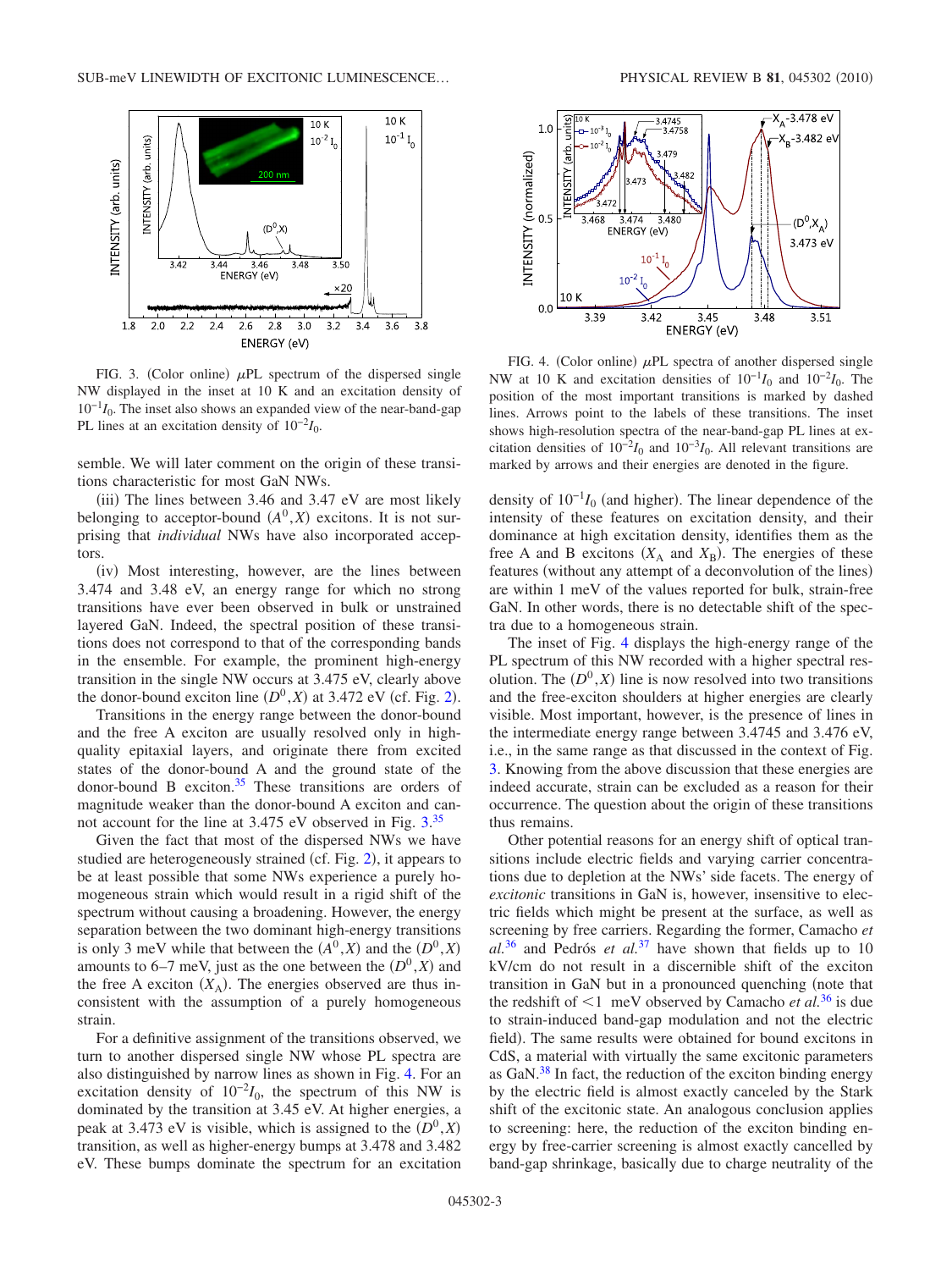FIG. 3. (Color online) $\mu$PL spectrum of the dispersed single NW displayed in the inset at 10 K and an excitation density of $10^{-1}I_0$. The inset also shows an expanded view of the near-band-gap PL lines at an excitation density of $10^{-2}I_0$.

semble. We will later comment on the origin of these transitions characteristic for most GaN NWs.

(iii) The lines between 3.46 and 3.47 eV are most likely belonging to acceptor-bound $(A^0,X)$ excitons. It is not surprising that *individual* NWs have also incorporated acceptors.

(iv) Most interesting, however, are the lines between 3.474 and 3.48 eV, an energy range for which no strong transitions have ever been observed in bulk or unstrained layered GaN. Indeed, the spectral position of these transitions does not correspond to that of the corresponding bands in the ensemble. For example, the prominent high-energy transition in the single NW occurs at 3.475 eV, clearly above the donor-bound exciton line $(D^0,X)$ at 3.472 eV (cf. Fig. 2).

Transitions in the energy range between the donor-bound and the free A exciton are usually resolved only in high-quality epitaxial layers, and originate there from excited states of the donor-bound A and the ground state of the donor-bound B exciton.[35] These transitions are orders of magnitude weaker than the donor-bound A exciton and cannot account for the line at 3.475 eV observed in Fig. 3.[35]

Given the fact that most of the dispersed NWs we have studied are heterogeneously strained (cf. Fig. 2), it appears to be at least possible that some NWs experience a purely homogeneous strain which would result in a rigid shift of the spectrum without causing a broadening. However, the energy separation between the two dominant high-energy transitions is only 3 meV while that between the $(A^0,X)$ and the $(D^0,X)$ amounts to 6–7 meV, just as the one between the $(D^0,X)$ and the free A exciton $(X_A)$. The energies observed are thus inconsistent with the assumption of a purely homogeneous strain.

For a definitive assignment of the transitions observed, we turn to another dispersed single NW whose PL spectra are also distinguished by narrow lines as shown in Fig. 4. For an excitation density of $10^{-2}I_0$, the spectrum of this NW is dominated by the transition at 3.45 eV. At higher energies, a peak at 3.473 eV is visible, which is assigned to the $(D^0,X)$ transition, as well as higher-energy bumps at 3.478 and 3.482 eV. These bumps dominate the spectrum for an excitation

FIG. 4. (Color online) $\mu$PL spectra of another dispersed single NW at 10 K and excitation densities of $10^{-1}I_0$ and $10^{-2}I_0$. The position of the most important transitions is marked by dashed lines. Arrows point to the labels of these transitions. The inset shows high-resolution spectra of the near-band-gap PL lines at excitation densities of $10^{-2}I_0$ and $10^{-3}I_0$. All relevant transitions are marked by arrows and their energies are denoted in the figure.

density of $10^{-1}I_0$ (and higher). The linear dependence of the intensity of these features on excitation density, and their dominance at high excitation density, identifies them as the free A and B excitons ($X_A$ and $X_B$). The energies of these features (without any attempt of a deconvolution of the lines) are within 1 meV of the values reported for bulk, strain-free GaN. In other words, there is no detectable shift of the spectra due to a homogeneous strain.

The inset of Fig. 4 displays the high-energy range of the PL spectrum of this NW recorded with a higher spectral resolution. The $(D^0,X)$ line is now resolved into two transitions and the free-exciton shoulders at higher energies are clearly visible. Most important, however, is the presence of lines in the intermediate energy range between 3.4745 and 3.476 eV, i.e., in the same range as that discussed in the context of Fig. 3. Knowing from the above discussion that these energies are indeed accurate, strain can be excluded as a reason for their occurrence. The question about the origin of these transitions thus remains.

Other potential reasons for an energy shift of optical transitions include electric fields and varying carrier concentrations due to depletion at the NWs' side facets. The energy of *excitonic* transitions in GaN is, however, insensitive to electric fields which might be present at the surface, as well as screening by free carriers. Regarding the former, Camacho *et al.*[36] and Pedrós *et al.*[37] have shown that fields up to 10 kV/cm do not result in a discernible shift of the exciton transition in GaN but in a pronounced quenching (note that the redshift of $<1$ meV observed by Camacho *et al.*[36] is due to strain-induced band-gap modulation and not the electric field). The same results were obtained for bound excitons in CdS, a material with virtually the same excitonic parameters as GaN.[38] In fact, the reduction of the exciton binding energy by the electric field is almost exactly canceled by the Stark shift of the excitonic state. An analogous conclusion applies to screening: here, the reduction of the exciton binding energy by free-carrier screening is almost exactly cancelled by band-gap shrinkage, basically due to charge neutrality of the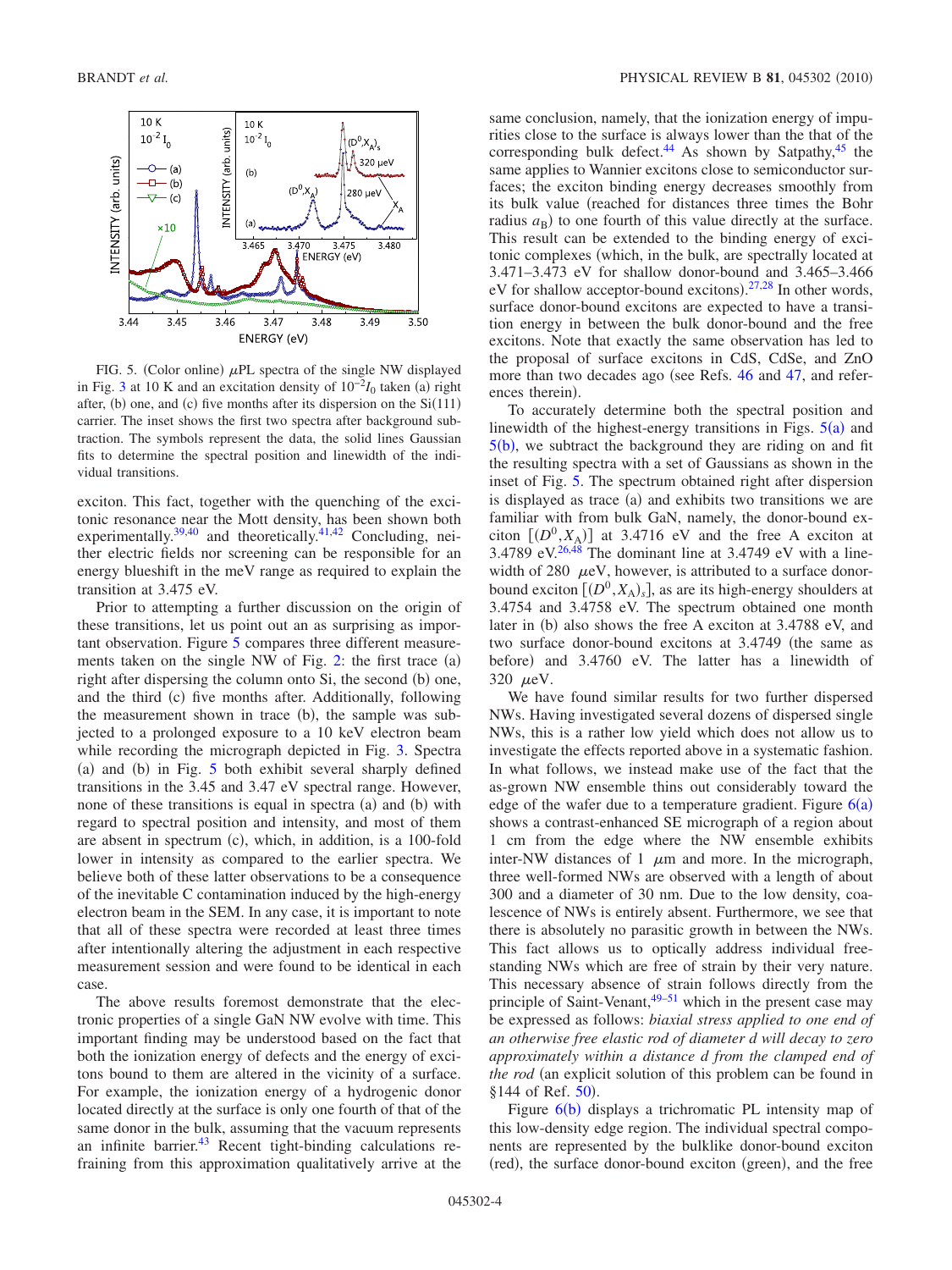FIG. 5. (Color online) $\mu$PL spectra of the single NW displayed in Fig. 3 at 10 K and an excitation density of $10^{-2}I_0$ taken (a) right after, (b) one, and (c) five months after its dispersion on the Si(111) carrier. The inset shows the first two spectra after background subtraction. The symbols represent the data, the solid lines Gaussian fits to determine the spectral position and linewidth of the individual transitions.

exciton. This fact, together with the quenching of the excitonic resonance near the Mott density, has been shown both experimentally.[39,40] and theoretically.[41,42] Concluding, neither electric fields nor screening can be responsible for an energy blueshift in the meV range as required to explain the transition at 3.475 eV.

Prior to attempting a further discussion on the origin of these transitions, let us point out an as surprising as important observation. Figure 5 compares three different measurements taken on the single NW of Fig. 2: the first trace (a) right after dispersing the column onto Si, the second (b) one, and the third (c) five months after. Additionally, following the measurement shown in trace (b), the sample was subjected to a prolonged exposure to a 10 keV electron beam while recording the micrograph depicted in Fig. 3. Spectra (a) and (b) in Fig. 5 both exhibit several sharply defined transitions in the 3.45 and 3.47 eV spectral range. However, none of these transitions is equal in spectra (a) and (b) with regard to spectral position and intensity, and most of them are absent in spectrum (c), which, in addition, is a 100-fold lower in intensity as compared to the earlier spectra. We believe both of these latter observations to be a consequence of the inevitable C contamination induced by the high-energy electron beam in the SEM. In any case, it is important to note that all of these spectra were recorded at least three times after intentionally altering the adjustment in each respective measurement session and were found to be identical in each case.

The above results foremost demonstrate that the electronic properties of a single GaN NW evolve with time. This important finding may be understood based on the fact that both the ionization energy of defects and the energy of excitons bound to them are altered in the vicinity of a surface. For example, the ionization energy of a hydrogenic donor located directly at the surface is only one fourth of that of the same donor in the bulk, assuming that the vacuum represents an infinite barrier.[43] Recent tight-binding calculations refraining from this approximation qualitatively arrive at the same conclusion, namely, that the ionization energy of impurities close to the surface is always lower than the that of the corresponding bulk defect.[44] As shown by Satpathy,[45] the same applies to Wannier excitons close to semiconductor surfaces; the exciton binding energy decreases smoothly from its bulk value (reached for distances three times the Bohr radius $a_B$) to one fourth of this value directly at the surface. This result can be extended to the binding energy of excitonic complexes (which, in the bulk, are spectrally located at 3.471–3.473 eV for shallow donor-bound and 3.465–3.466 eV for shallow acceptor-bound excitons).[27,28] In other words, surface donor-bound excitons are expected to have a transition energy in between the bulk donor-bound and the free excitons. Note that exactly the same observation has led to the proposal of surface excitons in CdS, CdSe, and ZnO more than two decades ago (see Refs. 46 and 47, and references therein).

To accurately determine both the spectral position and linewidth of the highest-energy transitions in Figs. 5(a) and 5(b), we subtract the background they are riding on and fit the resulting spectra with a set of Gaussians as shown in the inset of Fig. 5. The spectrum obtained right after dispersion is displayed as trace (a) and exhibits two transitions we are familiar with from bulk GaN, namely, the donor-bound exciton $[(D^0,X_A)]$ at 3.4716 eV and the free A exciton at 3.4789 eV.[26,48] The dominant line at 3.4749 eV with a linewidth of 280 $\mu$eV, however, is attributed to a surface donor-bound exciton $[(D^0,X_A)_s]$, as are its high-energy shoulders at 3.4754 and 3.4758 eV. The spectrum obtained one month later in (b) also shows the free A exciton at 3.4788 eV, and two surface donor-bound excitons at 3.4749 (the same as before) and 3.4760 eV. The latter has a linewidth of 320 $\mu$eV.

We have found similar results for two further dispersed NWs. Having investigated several dozens of dispersed single NWs, this is a rather low yield which does not allow us to investigate the effects reported above in a systematic fashion. In what follows, we instead make use of the fact that the as-grown NW ensemble thins out considerably toward the edge of the wafer due to a temperature gradient. Figure 6(a) shows a contrast-enhanced SE micrograph of a region about 1 cm from the edge where the NW ensemble exhibits inter-NW distances of 1 $\mu$m and more. In the micrograph, three well-formed NWs are observed with a length of about 300 and a diameter of 30 nm. Due to the low density, coalescence of NWs is entirely absent. Furthermore, we see that there is absolutely no parasitic growth in between the NWs. This fact allows us to optically address individual free-standing NWs which are free of strain by their very nature. This necessary absence of strain follows directly from the principle of Saint-Venant,[49–51] which in the present case may be expressed as follows: *biaxial stress applied to one end of an otherwise free elastic rod of diameter d will decay to zero approximately within a distance d from the clamped end of the rod* (an explicit solution of this problem can be found in §144 of Ref. 50).

Figure 6(b) displays a trichromatic PL intensity map of this low-density edge region. The individual spectral components are represented by the bulklike donor-bound exciton (red), the surface donor-bound exciton (green), and the free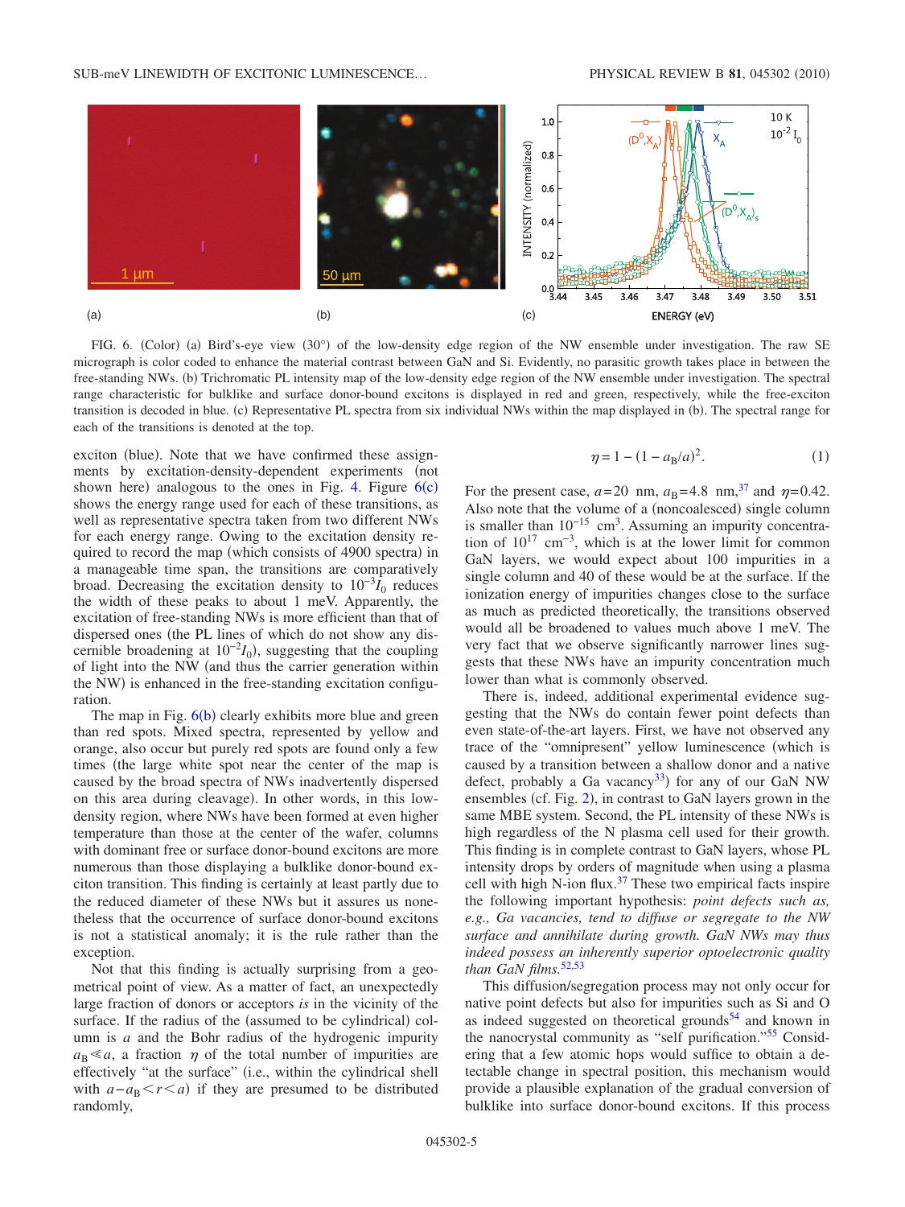FIG. 6. (Color) (a) Bird's-eye view (30°) of the low-density edge region of the NW ensemble under investigation. The raw SE micrograph is color coded to enhance the material contrast between GaN and Si. Evidently, no parasitic growth takes place in between the free-standing NWs. (b) Trichromatic PL intensity map of the low-density edge region of the NW ensemble under investigation. The spectral range characteristic for bulklike and surface donor-bound excitons is displayed in red and green, respectively, while the free-exciton transition is decoded in blue. (c) Representative PL spectra from six individual NWs within the map displayed in (b). The spectral range for each of the transitions is denoted at the top.

exciton (blue). Note that we have confirmed these assignments by excitation-density-dependent experiments (not shown here) analogous to the ones in Fig. 4. Figure 6(c) shows the energy range used for each of these transitions, as well as representative spectra taken from two different NWs for each energy range. Owing to the excitation density required to record the map (which consists of 4900 spectra) in a manageable time span, the transitions are comparatively broad. Decreasing the excitation density to $10^{-3}I_0$ reduces the width of these peaks to about 1 meV. Apparently, the excitation of free-standing NWs is more efficient than that of dispersed ones (the PL lines of which do not show any discernible broadening at $10^{-2}I_0$), suggesting that the coupling of light into the NW (and thus the carrier generation within the NW) is enhanced in the free-standing excitation configuration.

The map in Fig. 6(b) clearly exhibits more blue and green than red spots. Mixed spectra, represented by yellow and orange, also occur but purely red spots are found only a few times (the large white spot near the center of the map is caused by the broad spectra of NWs inadvertently dispersed on this area during cleavage). In other words, in this low-density region, where NWs have been formed at even higher temperature than those at the center of the wafer, columns with dominant free or surface donor-bound excitons are more numerous than those displaying a bulklike donor-bound exciton transition. This finding is certainly at least partly due to the reduced diameter of these NWs but it assures us nonetheless that the occurrence of surface donor-bound excitons is not a statistical anomaly; it is the rule rather than the exception.

Not that this finding is actually surprising from a geometrical point of view. As a matter of fact, an unexpectedly large fraction of donors or acceptors *is* in the vicinity of the surface. If the radius of the (assumed to be cylindrical) column is $a$ and the Bohr radius of the hydrogenic impurity $a_B \ll a$, a fraction $\eta$ of the total number of impurities are effectively "at the surface" (i.e., within the cylindrical shell with $a - a_B < r < a$) if they are presumed to be distributed randomly,

$$\eta = 1 - (1 - a_B/a)^2. \tag{1}$$

For the present case, $a = 20$ nm, $a_B = 4.8$ nm,[37] and $\eta = 0.42$. Also note that the volume of a (noncoalesced) single column is smaller than $10^{-15}$ cm$^3$. Assuming an impurity concentration of $10^{17}$ cm$^{-3}$, which is at the lower limit for common GaN layers, we would expect about 100 impurities in a single column and 40 of these would be at the surface. If the ionization energy of impurities changes close to the surface as much as predicted theoretically, the transitions observed would all be broadened to values much above 1 meV. The very fact that we observe significantly narrower lines suggests that these NWs have an impurity concentration much lower than what is commonly observed.

There is, indeed, additional experimental evidence suggesting that the NWs do contain fewer point defects than even state-of-the-art layers. First, we have not observed any trace of the "omnipresent" yellow luminescence (which is caused by a transition between a shallow donor and a native defect, probably a Ga vacancy[33]) for any of our GaN NW ensembles (cf. Fig. 2), in contrast to GaN layers grown in the same MBE system. Second, the PL intensity of these NWs is high regardless of the N plasma cell used for their growth. This finding is in complete contrast to GaN layers, whose PL intensity drops by orders of magnitude when using a plasma cell with high N-ion flux.[37] These two empirical facts inspire the following important hypothesis: *point defects such as, e.g., Ga vacancies, tend to diffuse or segregate to the NW surface and annihilate during growth. GaN NWs may thus indeed possess an inherently superior optoelectronic quality than GaN films.*[52,53]

This diffusion/segregation process may not only occur for native point defects but also for impurities such as Si and O as indeed suggested on theoretical grounds[54] and known in the nanocrystal community as "self purification."[55] Considering that a few atomic hops would suffice to obtain a detectable change in spectral position, this mechanism would provide a plausible explanation of the gradual conversion of bulklike into surface donor-bound excitons. If this process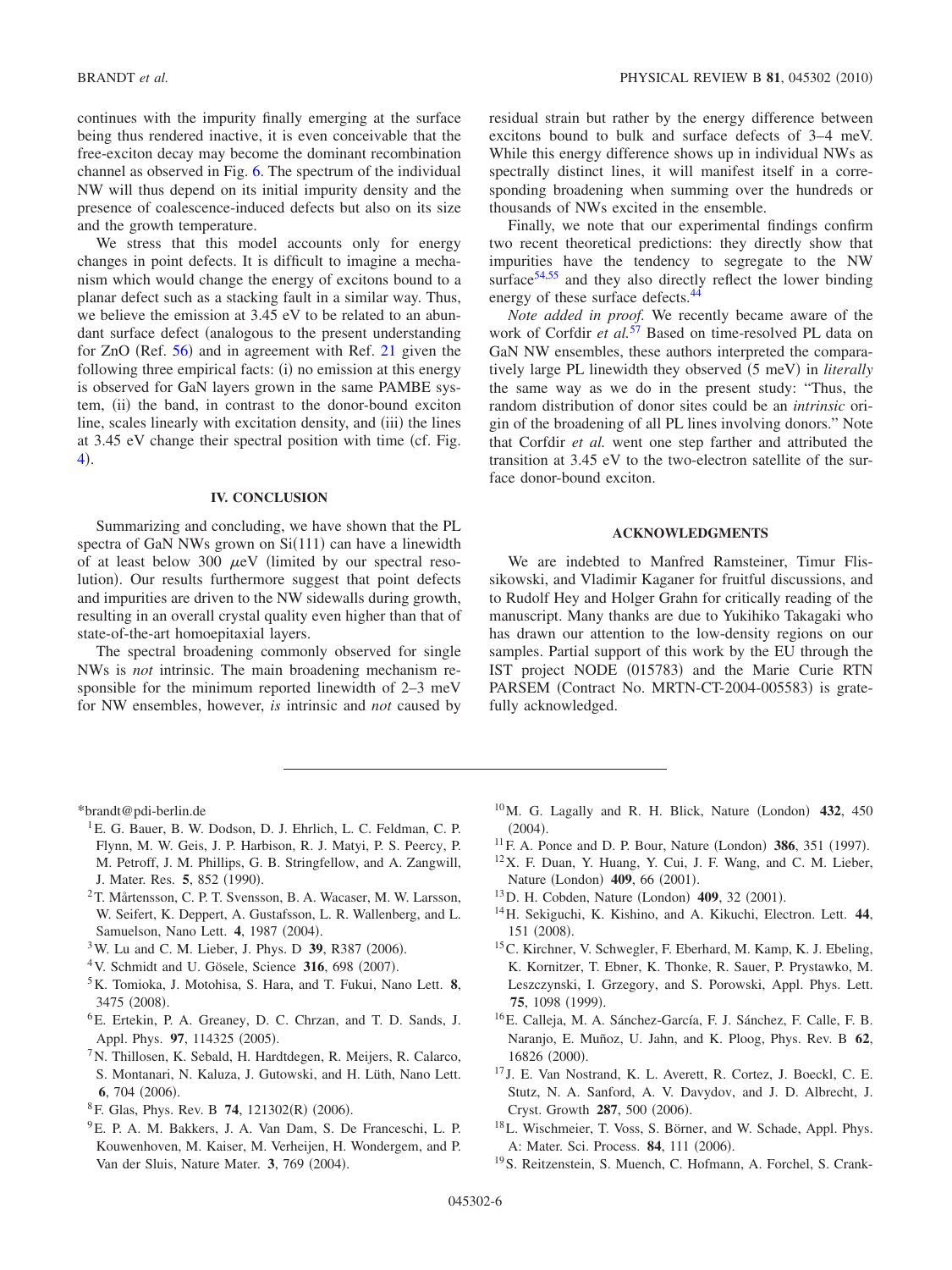continues with the impurity finally emerging at the surface being thus rendered inactive, it is even conceivable that the free-exciton decay may become the dominant recombination channel as observed in Fig. 6. The spectrum of the individual NW will thus depend on its initial impurity density and the presence of coalescence-induced defects but also on its size and the growth temperature.

We stress that this model accounts only for energy changes in point defects. It is difficult to imagine a mechanism which would change the energy of excitons bound to a planar defect such as a stacking fault in a similar way. Thus, we believe the emission at 3.45 eV to be related to an abundant surface defect (analogous to the present understanding for ZnO (Ref. 56) and in agreement with Ref. 21 given the following three empirical facts: (i) no emission at this energy is observed for GaN layers grown in the same PAMBE system, (ii) the band, in contrast to the donor-bound exciton line, scales linearly with excitation density, and (iii) the lines at 3.45 eV change their spectral position with time (cf. Fig. 4).

## IV. CONCLUSION

Summarizing and concluding, we have shown that the PL spectra of GaN NWs grown on Si(111) can have a linewidth of at least below 300 $\mu$eV (limited by our spectral resolution). Our results furthermore suggest that point defects and impurities are driven to the NW sidewalls during growth, resulting in an overall crystal quality even higher than that of state-of-the-art homoepitaxial layers.

The spectral broadening commonly observed for single NWs is *not* intrinsic. The main broadening mechanism responsible for the minimum reported linewidth of 2–3 meV for NW ensembles, however, *is* intrinsic and *not* caused by residual strain but rather by the energy difference between excitons bound to bulk and surface defects of 3–4 meV. While this energy difference shows up in individual NWs as spectrally distinct lines, it will manifest itself in a corresponding broadening when summing over the hundreds or thousands of NWs excited in the ensemble.

Finally, we note that our experimental findings confirm two recent theoretical predictions: they directly show that impurities have the tendency to segregate to the NW surface[54,55] and they also directly reflect the lower binding energy of these surface defects.[44]

*Note added in proof.* We recently became aware of the work of Corfdir *et al.*[57] Based on time-resolved PL data on GaN NW ensembles, these authors interpreted the comparatively large PL linewidth they observed (5 meV) in *literally* the same way as we do in the present study: "Thus, the random distribution of donor sites could be an *intrinsic* origin of the broadening of all PL lines involving donors." Note that Corfdir *et al.* went one step farther and attributed the transition at 3.45 eV to the two-electron satellite of the surface donor-bound exciton.

## ACKNOWLEDGMENTS

We are indebted to Manfred Ramsteiner, Timur Flissikowski, and Vladimir Kaganer for fruitful discussions, and to Rudolf Hey and Holger Grahn for critically reading of the manuscript. Many thanks are due to Yukihiko Takagaki who has drawn our attention to the low-density regions on our samples. Partial support of this work by the EU through the IST project NODE (015783) and the Marie Curie RTN PARSEM (Contract No. MRTN-CT-2004-005583) is gratefully acknowledged.

---

*brandt@pdi-berlin.de

[1] E. G. Bauer, B. W. Dodson, D. J. Ehrlich, L. C. Feldman, C. P. Flynn, M. W. Geis, J. P. Harbison, R. J. Matyi, P. S. Peercy, P. M. Petroff, J. M. Phillips, G. B. Stringfellow, and A. Zangwill, J. Mater. Res. **5**, 852 (1990).

[2] T. Mårtensson, C. P. T. Svensson, B. A. Wacaser, M. W. Larsson, W. Seifert, K. Deppert, A. Gustafsson, L. R. Wallenberg, and L. Samuelson, Nano Lett. **4**, 1987 (2004).

[3] W. Lu and C. M. Lieber, J. Phys. D **39**, R387 (2006).

[4] V. Schmidt and U. Gösele, Science **316**, 698 (2007).

[5] K. Tomioka, J. Motohisa, S. Hara, and T. Fukui, Nano Lett. **8**, 3475 (2008).

[6] E. Ertekin, P. A. Greaney, D. C. Chrzan, and T. D. Sands, J. Appl. Phys. **97**, 114325 (2005).

[7] N. Thillosen, K. Sebald, H. Hardtdegen, R. Meijers, R. Calarco, S. Montanari, N. Kaluza, J. Gutowski, and H. Lüth, Nano Lett. **6**, 704 (2006).

[8] F. Glas, Phys. Rev. B **74**, 121302(R) (2006).

[9] E. P. A. M. Bakkers, J. A. Van Dam, S. De Franceschi, L. P. Kouwenhoven, M. Kaiser, M. Verheijen, H. Wondergem, and P. Van der Sluis, Nature Mater. **3**, 769 (2004).

[10] M. G. Lagally and R. H. Blick, Nature (London) **432**, 450 (2004).

[11] F. A. Ponce and D. P. Bour, Nature (London) **386**, 351 (1997).

[12] X. F. Duan, Y. Huang, Y. Cui, J. F. Wang, and C. M. Lieber, Nature (London) **409**, 66 (2001).

[13] D. H. Cobden, Nature (London) **409**, 32 (2001).

[14] H. Sekiguchi, K. Kishino, and A. Kikuchi, Electron. Lett. **44**, 151 (2008).

[15] C. Kirchner, V. Schwegler, F. Eberhard, M. Kamp, K. J. Ebeling, K. Kornitzer, T. Ebner, K. Thonke, R. Sauer, P. Prystawko, M. Leszczynski, I. Grzegory, and S. Porowski, Appl. Phys. Lett. **75**, 1098 (1999).

[16] E. Calleja, M. A. Sánchez-García, F. J. Sánchez, F. Calle, F. B. Naranjo, E. Muñoz, U. Jahn, and K. Ploog, Phys. Rev. B **62**, 16826 (2000).

[17] J. E. Van Nostrand, K. L. Averett, R. Cortez, J. Boeckl, C. E. Stutz, N. A. Sanford, A. V. Davydov, and J. D. Albrecht, J. Cryst. Growth **287**, 500 (2006).

[18] L. Wischmeier, T. Voss, S. Börner, and W. Schade, Appl. Phys. A: Mater. Sci. Process. **84**, 111 (2006).

[19] S. Reitzenstein, S. Muench, C. Hofmann, A. Forchel, S. Crank-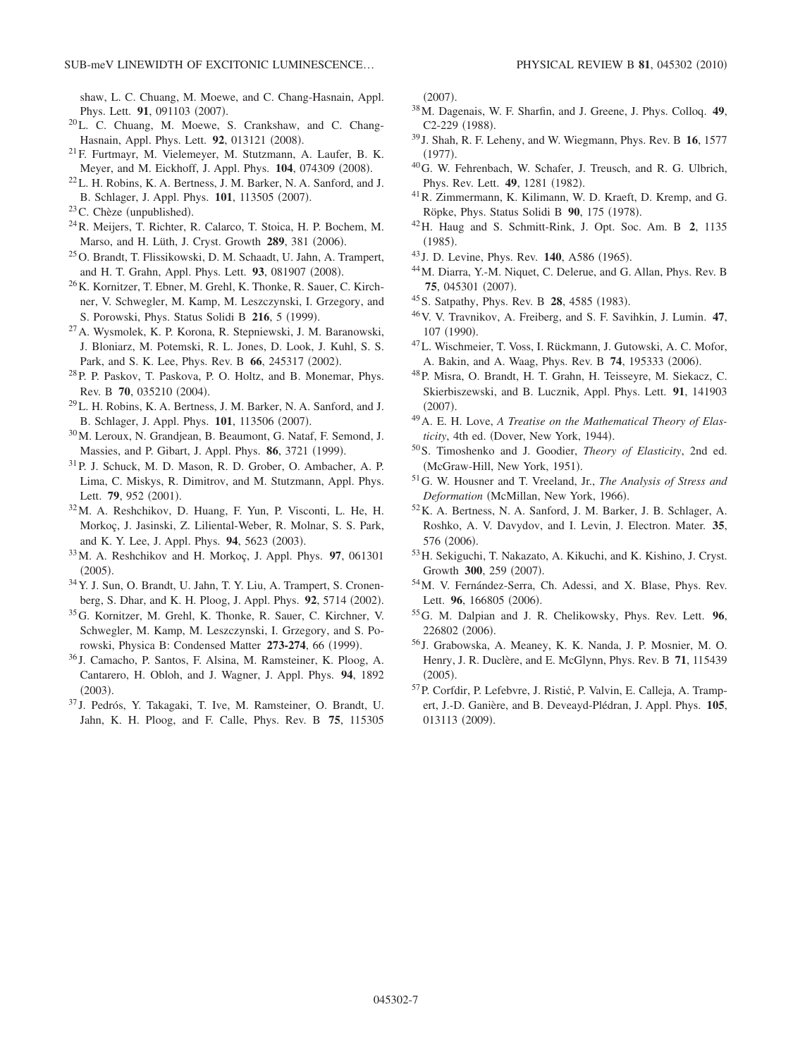shaw, L. C. Chuang, M. Moewe, and C. Chang-Hasnain, Appl. Phys. Lett. **91**, 091103 (2007).

[20] L. C. Chuang, M. Moewe, S. Crankshaw, and C. Chang-Hasnain, Appl. Phys. Lett. **92**, 013121 (2008).

[21] F. Furtmayr, M. Vielemeyer, M. Stutzmann, A. Laufer, B. K. Meyer, and M. Eickhoff, J. Appl. Phys. **104**, 074309 (2008).

[22] L. H. Robins, K. A. Bertness, J. M. Barker, N. A. Sanford, and J. B. Schlager, J. Appl. Phys. **101**, 113505 (2007).

[23] C. Chèze (unpublished).

[24] R. Meijers, T. Richter, R. Calarco, T. Stoica, H. P. Bochem, M. Marso, and H. Lüth, J. Cryst. Growth **289**, 381 (2006).

[25] O. Brandt, T. Flissikowski, D. M. Schaadt, U. Jahn, A. Trampert, and H. T. Grahn, Appl. Phys. Lett. **93**, 081907 (2008).

[26] K. Kornitzer, T. Ebner, M. Grehl, K. Thonke, R. Sauer, C. Kirchner, V. Schwegler, M. Kamp, M. Leszczynski, I. Grzegory, and S. Porowski, Phys. Status Solidi B **216**, 5 (1999).

[27] A. Wysmolek, K. P. Korona, R. Stepniewski, J. M. Baranowski, J. Bloniarz, M. Potemski, R. L. Jones, D. Look, J. Kuhl, S. S. Park, and S. K. Lee, Phys. Rev. B **66**, 245317 (2002).

[28] P. P. Paskov, T. Paskova, P. O. Holtz, and B. Monemar, Phys. Rev. B **70**, 035210 (2004).

[29] L. H. Robins, K. A. Bertness, J. M. Barker, N. A. Sanford, and J. B. Schlager, J. Appl. Phys. **101**, 113506 (2007).

[30] M. Leroux, N. Grandjean, B. Beaumont, G. Nataf, F. Semond, J. Massies, and P. Gibart, J. Appl. Phys. **86**, 3721 (1999).

[31] P. J. Schuck, M. D. Mason, R. D. Grober, O. Ambacher, A. P. Lima, C. Miskys, R. Dimitrov, and M. Stutzmann, Appl. Phys. Lett. **79**, 952 (2001).

[32] M. A. Reshchikov, D. Huang, F. Yun, P. Visconti, L. He, H. Morkoç, J. Jasinski, Z. Liliental-Weber, R. Molnar, S. S. Park, and K. Y. Lee, J. Appl. Phys. **94**, 5623 (2003).

[33] M. A. Reshchikov and H. Morkoç, J. Appl. Phys. **97**, 061301 (2005).

[34] Y. J. Sun, O. Brandt, U. Jahn, T. Y. Liu, A. Trampert, S. Cronenberg, S. Dhar, and K. H. Ploog, J. Appl. Phys. **92**, 5714 (2002).

[35] G. Kornitzer, M. Grehl, K. Thonke, R. Sauer, C. Kirchner, V. Schwegler, M. Kamp, M. Leszczynski, I. Grzegory, and S. Porowski, Physica B: Condensed Matter **273-274**, 66 (1999).

[36] J. Camacho, P. Santos, F. Alsina, M. Ramsteiner, K. Ploog, A. Cantarero, H. Obloh, and J. Wagner, J. Appl. Phys. **94**, 1892 (2003).

[37] J. Pedrós, Y. Takagaki, T. Ive, M. Ramsteiner, O. Brandt, U. Jahn, K. H. Ploog, and F. Calle, Phys. Rev. B **75**, 115305 (2007).

[38] M. Dagenais, W. F. Sharfin, and J. Greene, J. Phys. Colloq. **49**, C2-229 (1988).

[39] J. Shah, R. F. Leheny, and W. Wiegmann, Phys. Rev. B **16**, 1577 (1977).

[40] G. W. Fehrenbach, W. Schafer, J. Treusch, and R. G. Ulbrich, Phys. Rev. Lett. **49**, 1281 (1982).

[41] R. Zimmermann, K. Kilimann, W. D. Kraeft, D. Kremp, and G. Röpke, Phys. Status Solidi B **90**, 175 (1978).

[42] H. Haug and S. Schmitt-Rink, J. Opt. Soc. Am. B **2**, 1135 (1985).

[43] J. D. Levine, Phys. Rev. **140**, A586 (1965).

[44] M. Diarra, Y.-M. Niquet, C. Delerue, and G. Allan, Phys. Rev. B **75**, 045301 (2007).

[45] S. Satpathy, Phys. Rev. B **28**, 4585 (1983).

[46] V. V. Travnikov, A. Freiberg, and S. F. Savihkin, J. Lumin. **47**, 107 (1990).

[47] L. Wischmeier, T. Voss, I. Rückmann, J. Gutowski, A. C. Mofor, A. Bakin, and A. Waag, Phys. Rev. B **74**, 195333 (2006).

[48] P. Misra, O. Brandt, H. T. Grahn, H. Teisseyre, M. Siekacz, C. Skierbiszewski, and B. Lucznik, Appl. Phys. Lett. **91**, 141903 (2007).

[49] A. E. H. Love, *A Treatise on the Mathematical Theory of Elasticity*, 4th ed. (Dover, New York, 1944).

[50] S. Timoshenko and J. Goodier, *Theory of Elasticity*, 2nd ed. (McGraw-Hill, New York, 1951).

[51] G. W. Housner and T. Vreeland, Jr., *The Analysis of Stress and Deformation* (McMillan, New York, 1966).

[52] K. A. Bertness, N. A. Sanford, J. M. Barker, J. B. Schlager, A. Roshko, A. V. Davydov, and I. Levin, J. Electron. Mater. **35**, 576 (2006).

[53] H. Sekiguchi, T. Nakazato, A. Kikuchi, and K. Kishino, J. Cryst. Growth **300**, 259 (2007).

[54] M. V. Fernández-Serra, Ch. Adessi, and X. Blase, Phys. Rev. Lett. **96**, 166805 (2006).

[55] G. M. Dalpian and J. R. Chelikowsky, Phys. Rev. Lett. **96**, 226802 (2006).

[56] J. Grabowska, A. Meaney, K. K. Nanda, J. P. Mosnier, M. O. Henry, J. R. Duclère, and E. McGlynn, Phys. Rev. B **71**, 115439 (2005).

[57] P. Corfdir, P. Lefebvre, J. Ristić, P. Valvin, E. Calleja, A. Trampert, J.-D. Ganière, and B. Deveaud-Plédran, J. Appl. Phys. **105**, 013113 (2009).